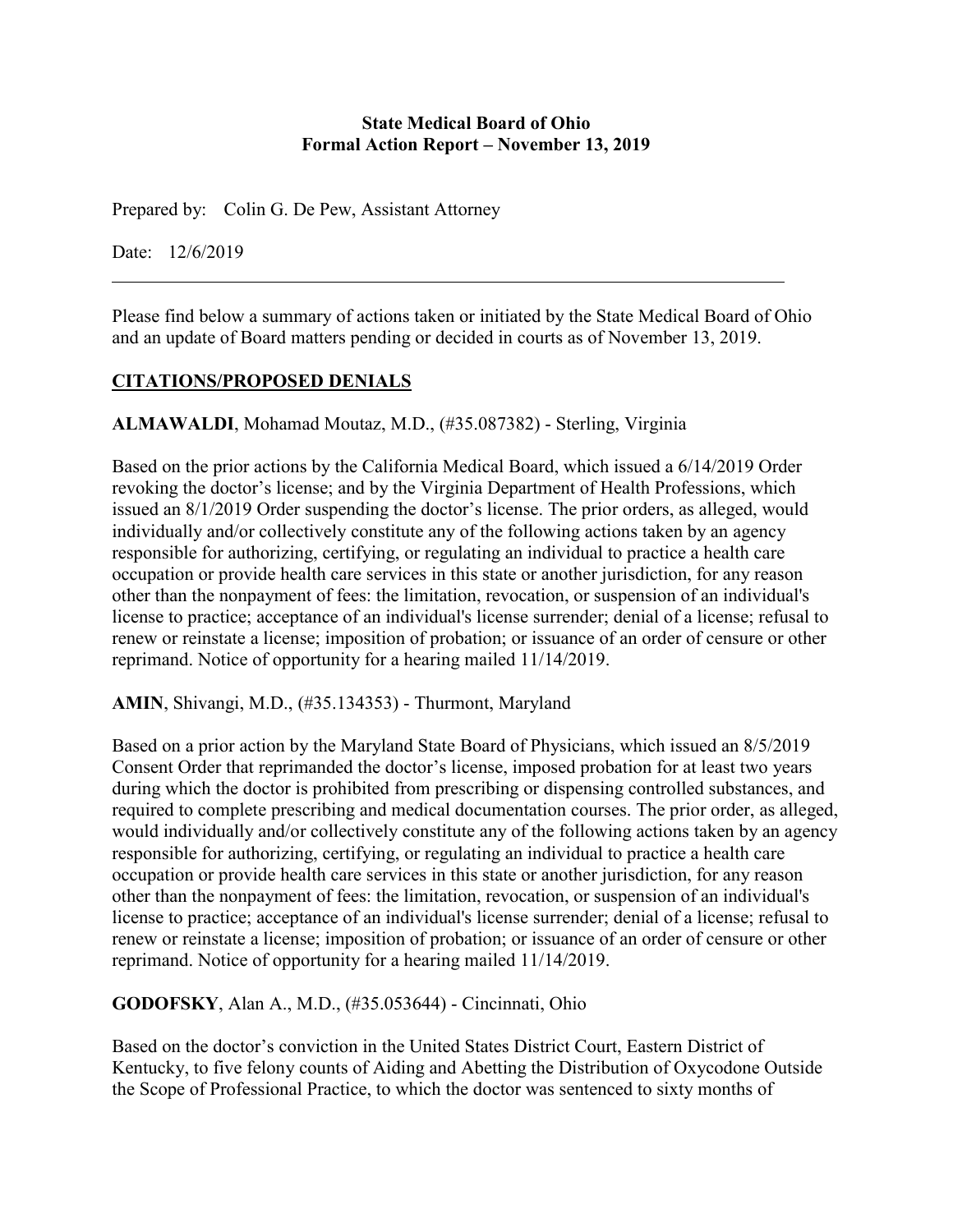**State Medical Board of Ohio**
**Formal Action Report – November 13, 2019**

Prepared by: Colin G. De Pew, Assistant Attorney

Date: 12/6/2019

---

Please find below a summary of actions taken or initiated by the State Medical Board of Ohio and an update of Board matters pending or decided in courts as of November 13, 2019.

## CITATIONS/PROPOSED DENIALS

**ALMAWALDI**, Mohamad Moutaz, M.D., (#35.087382) - Sterling, Virginia

Based on the prior actions by the California Medical Board, which issued a 6/14/2019 Order revoking the doctor's license; and by the Virginia Department of Health Professions, which issued an 8/1/2019 Order suspending the doctor's license. The prior orders, as alleged, would individually and/or collectively constitute any of the following actions taken by an agency responsible for authorizing, certifying, or regulating an individual to practice a health care occupation or provide health care services in this state or another jurisdiction, for any reason other than the nonpayment of fees: the limitation, revocation, or suspension of an individual's license to practice; acceptance of an individual's license surrender; denial of a license; refusal to renew or reinstate a license; imposition of probation; or issuance of an order of censure or other reprimand. Notice of opportunity for a hearing mailed 11/14/2019.

**AMIN**, Shivangi, M.D., (#35.134353) - Thurmont, Maryland

Based on a prior action by the Maryland State Board of Physicians, which issued an 8/5/2019 Consent Order that reprimanded the doctor's license, imposed probation for at least two years during which the doctor is prohibited from prescribing or dispensing controlled substances, and required to complete prescribing and medical documentation courses. The prior order, as alleged, would individually and/or collectively constitute any of the following actions taken by an agency responsible for authorizing, certifying, or regulating an individual to practice a health care occupation or provide health care services in this state or another jurisdiction, for any reason other than the nonpayment of fees: the limitation, revocation, or suspension of an individual's license to practice; acceptance of an individual's license surrender; denial of a license; refusal to renew or reinstate a license; imposition of probation; or issuance of an order of censure or other reprimand. Notice of opportunity for a hearing mailed 11/14/2019.

**GODOFSKY**, Alan A., M.D., (#35.053644) - Cincinnati, Ohio

Based on the doctor's conviction in the United States District Court, Eastern District of Kentucky, to five felony counts of Aiding and Abetting the Distribution of Oxycodone Outside the Scope of Professional Practice, to which the doctor was sentenced to sixty months of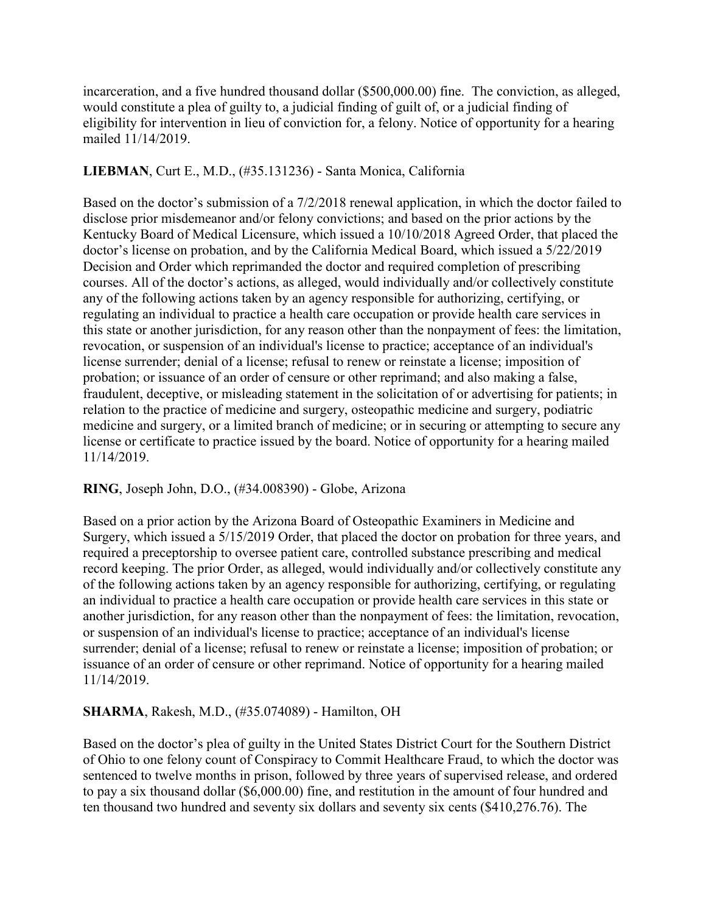incarceration, and a five hundred thousand dollar ($500,000.00) fine. The conviction, as alleged, would constitute a plea of guilty to, a judicial finding of guilt of, or a judicial finding of eligibility for intervention in lieu of conviction for, a felony. Notice of opportunity for a hearing mailed 11/14/2019.

**LIEBMAN**, Curt E., M.D., (#35.131236) - Santa Monica, California

Based on the doctor's submission of a 7/2/2018 renewal application, in which the doctor failed to disclose prior misdemeanor and/or felony convictions; and based on the prior actions by the Kentucky Board of Medical Licensure, which issued a 10/10/2018 Agreed Order, that placed the doctor's license on probation, and by the California Medical Board, which issued a 5/22/2019 Decision and Order which reprimanded the doctor and required completion of prescribing courses. All of the doctor's actions, as alleged, would individually and/or collectively constitute any of the following actions taken by an agency responsible for authorizing, certifying, or regulating an individual to practice a health care occupation or provide health care services in this state or another jurisdiction, for any reason other than the nonpayment of fees: the limitation, revocation, or suspension of an individual's license to practice; acceptance of an individual's license surrender; denial of a license; refusal to renew or reinstate a license; imposition of probation; or issuance of an order of censure or other reprimand; and also making a false, fraudulent, deceptive, or misleading statement in the solicitation of or advertising for patients; in relation to the practice of medicine and surgery, osteopathic medicine and surgery, podiatric medicine and surgery, or a limited branch of medicine; or in securing or attempting to secure any license or certificate to practice issued by the board. Notice of opportunity for a hearing mailed 11/14/2019.

**RING**, Joseph John, D.O., (#34.008390) - Globe, Arizona

Based on a prior action by the Arizona Board of Osteopathic Examiners in Medicine and Surgery, which issued a 5/15/2019 Order, that placed the doctor on probation for three years, and required a preceptorship to oversee patient care, controlled substance prescribing and medical record keeping. The prior Order, as alleged, would individually and/or collectively constitute any of the following actions taken by an agency responsible for authorizing, certifying, or regulating an individual to practice a health care occupation or provide health care services in this state or another jurisdiction, for any reason other than the nonpayment of fees: the limitation, revocation, or suspension of an individual's license to practice; acceptance of an individual's license surrender; denial of a license; refusal to renew or reinstate a license; imposition of probation; or issuance of an order of censure or other reprimand. Notice of opportunity for a hearing mailed 11/14/2019.

**SHARMA**, Rakesh, M.D., (#35.074089) - Hamilton, OH

Based on the doctor's plea of guilty in the United States District Court for the Southern District of Ohio to one felony count of Conspiracy to Commit Healthcare Fraud, to which the doctor was sentenced to twelve months in prison, followed by three years of supervised release, and ordered to pay a six thousand dollar ($6,000.00) fine, and restitution in the amount of four hundred and ten thousand two hundred and seventy six dollars and seventy six cents ($410,276.76). The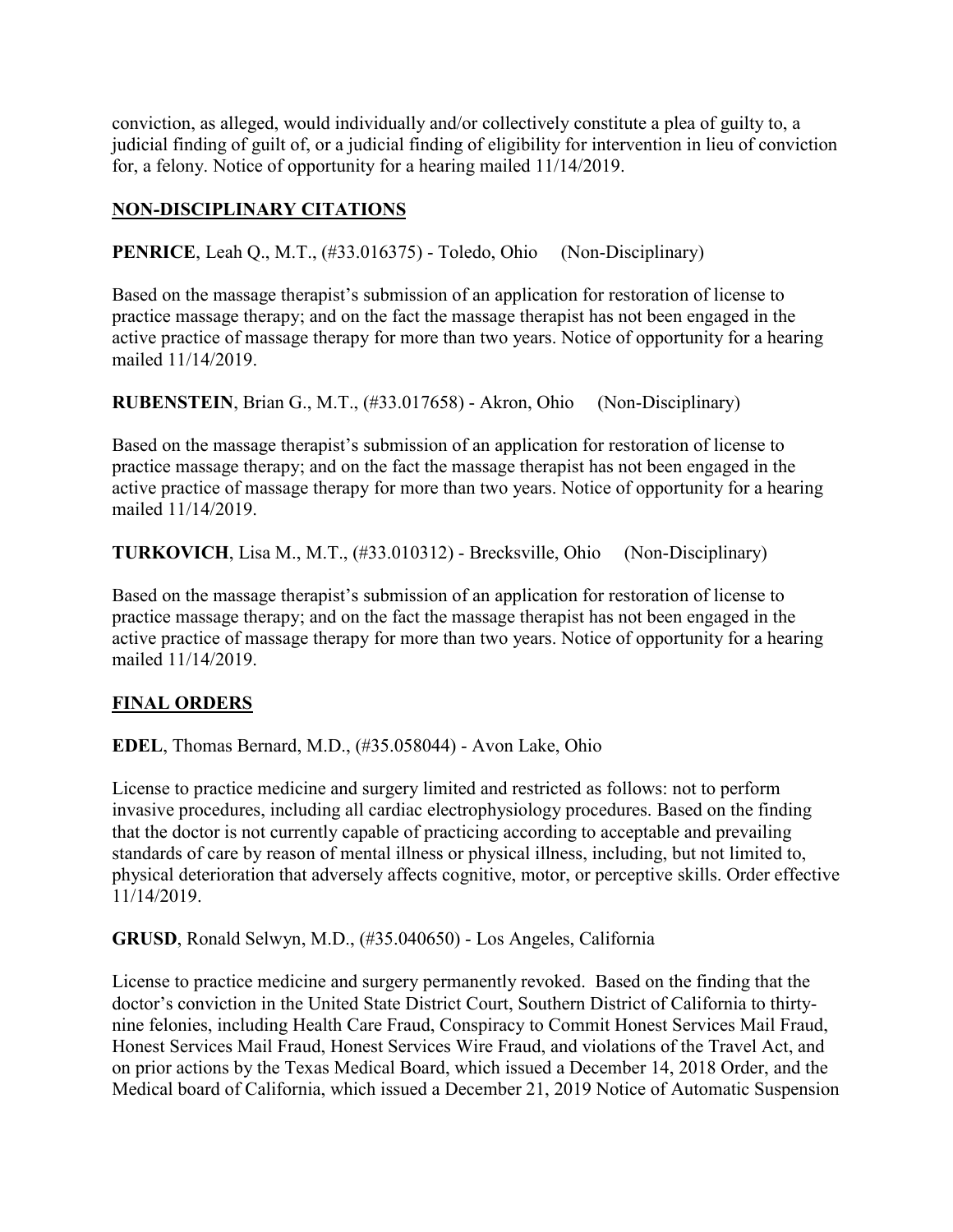conviction, as alleged, would individually and/or collectively constitute a plea of guilty to, a judicial finding of guilt of, or a judicial finding of eligibility for intervention in lieu of conviction for, a felony. Notice of opportunity for a hearing mailed 11/14/2019.

## NON-DISCIPLINARY CITATIONS

**PENRICE**, Leah Q., M.T., (#33.016375) - Toledo, Ohio (Non-Disciplinary)

Based on the massage therapist's submission of an application for restoration of license to practice massage therapy; and on the fact the massage therapist has not been engaged in the active practice of massage therapy for more than two years. Notice of opportunity for a hearing mailed 11/14/2019.

**RUBENSTEIN**, Brian G., M.T., (#33.017658) - Akron, Ohio (Non-Disciplinary)

Based on the massage therapist's submission of an application for restoration of license to practice massage therapy; and on the fact the massage therapist has not been engaged in the active practice of massage therapy for more than two years. Notice of opportunity for a hearing mailed 11/14/2019.

**TURKOVICH**, Lisa M., M.T., (#33.010312) - Brecksville, Ohio (Non-Disciplinary)

Based on the massage therapist's submission of an application for restoration of license to practice massage therapy; and on the fact the massage therapist has not been engaged in the active practice of massage therapy for more than two years. Notice of opportunity for a hearing mailed 11/14/2019.

## FINAL ORDERS

**EDEL**, Thomas Bernard, M.D., (#35.058044) - Avon Lake, Ohio

License to practice medicine and surgery limited and restricted as follows: not to perform invasive procedures, including all cardiac electrophysiology procedures. Based on the finding that the doctor is not currently capable of practicing according to acceptable and prevailing standards of care by reason of mental illness or physical illness, including, but not limited to, physical deterioration that adversely affects cognitive, motor, or perceptive skills. Order effective 11/14/2019.

**GRUSD**, Ronald Selwyn, M.D., (#35.040650) - Los Angeles, California

License to practice medicine and surgery permanently revoked. Based on the finding that the doctor's conviction in the United State District Court, Southern District of California to thirty-nine felonies, including Health Care Fraud, Conspiracy to Commit Honest Services Mail Fraud, Honest Services Mail Fraud, Honest Services Wire Fraud, and violations of the Travel Act, and on prior actions by the Texas Medical Board, which issued a December 14, 2018 Order, and the Medical board of California, which issued a December 21, 2019 Notice of Automatic Suspension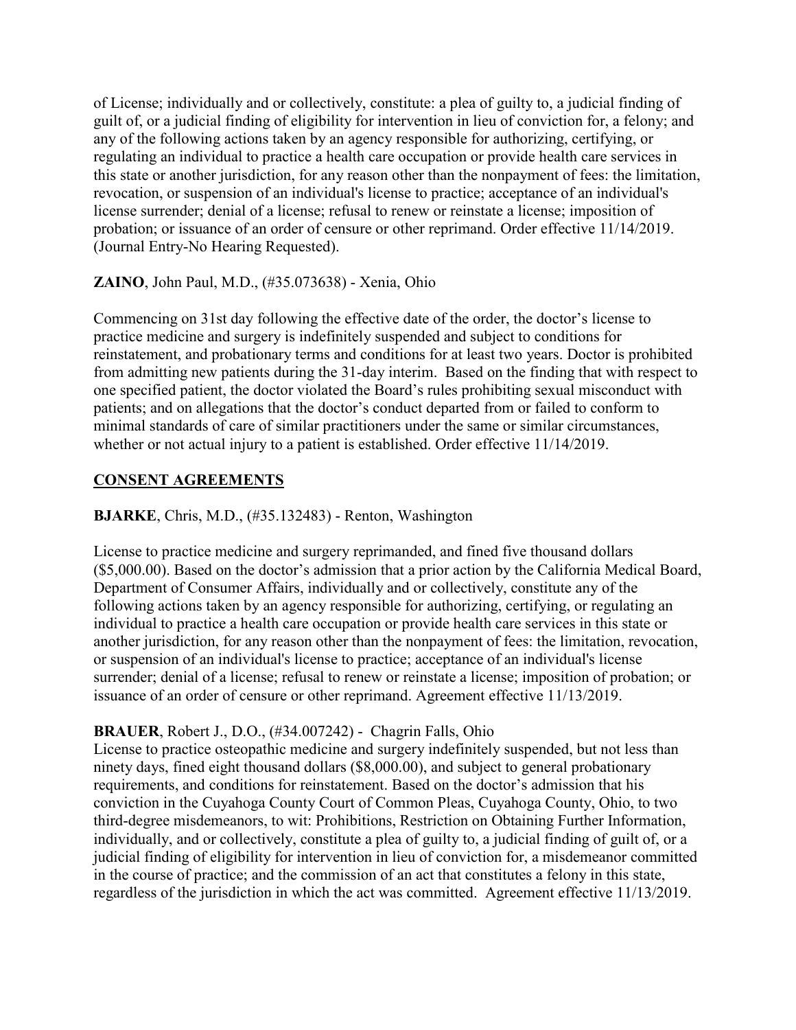of License; individually and or collectively, constitute: a plea of guilty to, a judicial finding of guilt of, or a judicial finding of eligibility for intervention in lieu of conviction for, a felony; and any of the following actions taken by an agency responsible for authorizing, certifying, or regulating an individual to practice a health care occupation or provide health care services in this state or another jurisdiction, for any reason other than the nonpayment of fees: the limitation, revocation, or suspension of an individual's license to practice; acceptance of an individual's license surrender; denial of a license; refusal to renew or reinstate a license; imposition of probation; or issuance of an order of censure or other reprimand. Order effective 11/14/2019. (Journal Entry-No Hearing Requested).

**ZAINO**, John Paul, M.D., (#35.073638) - Xenia, Ohio

Commencing on 31st day following the effective date of the order, the doctor's license to practice medicine and surgery is indefinitely suspended and subject to conditions for reinstatement, and probationary terms and conditions for at least two years. Doctor is prohibited from admitting new patients during the 31-day interim. Based on the finding that with respect to one specified patient, the doctor violated the Board's rules prohibiting sexual misconduct with patients; and on allegations that the doctor's conduct departed from or failed to conform to minimal standards of care of similar practitioners under the same or similar circumstances, whether or not actual injury to a patient is established. Order effective 11/14/2019.

## CONSENT AGREEMENTS

**BJARKE**, Chris, M.D., (#35.132483) - Renton, Washington

License to practice medicine and surgery reprimanded, and fined five thousand dollars ($5,000.00). Based on the doctor's admission that a prior action by the California Medical Board, Department of Consumer Affairs, individually and or collectively, constitute any of the following actions taken by an agency responsible for authorizing, certifying, or regulating an individual to practice a health care occupation or provide health care services in this state or another jurisdiction, for any reason other than the nonpayment of fees: the limitation, revocation, or suspension of an individual's license to practice; acceptance of an individual's license surrender; denial of a license; refusal to renew or reinstate a license; imposition of probation; or issuance of an order of censure or other reprimand. Agreement effective 11/13/2019.

**BRAUER**, Robert J., D.O., (#34.007242) - Chagrin Falls, Ohio

License to practice osteopathic medicine and surgery indefinitely suspended, but not less than ninety days, fined eight thousand dollars ($8,000.00), and subject to general probationary requirements, and conditions for reinstatement. Based on the doctor's admission that his conviction in the Cuyahoga County Court of Common Pleas, Cuyahoga County, Ohio, to two third-degree misdemeanors, to wit: Prohibitions, Restriction on Obtaining Further Information, individually, and or collectively, constitute a plea of guilty to, a judicial finding of guilt of, or a judicial finding of eligibility for intervention in lieu of conviction for, a misdemeanor committed in the course of practice; and the commission of an act that constitutes a felony in this state, regardless of the jurisdiction in which the act was committed. Agreement effective 11/13/2019.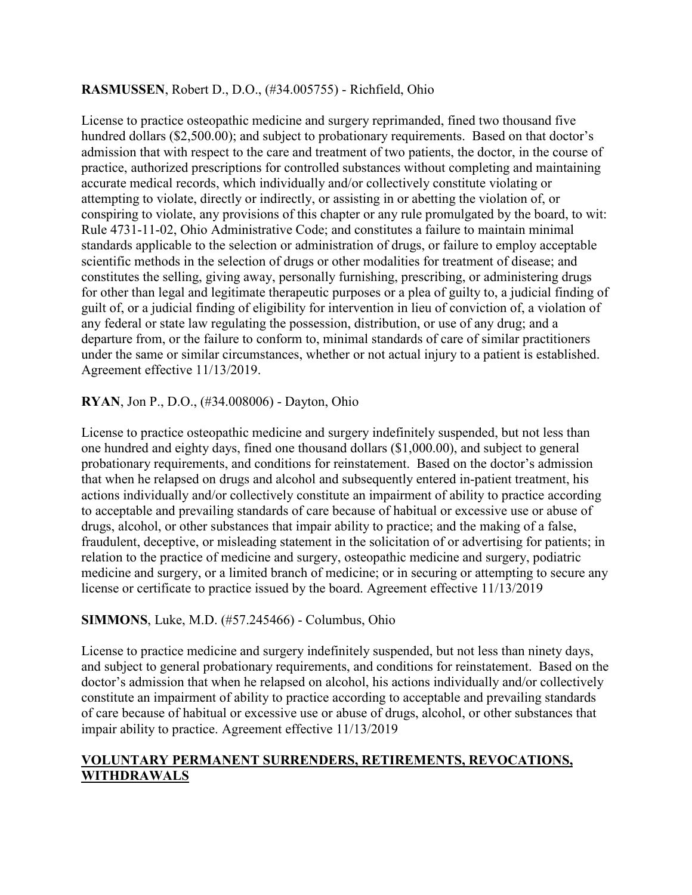**RASMUSSEN**, Robert D., D.O., (#34.005755) - Richfield, Ohio

License to practice osteopathic medicine and surgery reprimanded, fined two thousand five hundred dollars ($2,500.00); and subject to probationary requirements. Based on that doctor's admission that with respect to the care and treatment of two patients, the doctor, in the course of practice, authorized prescriptions for controlled substances without completing and maintaining accurate medical records, which individually and/or collectively constitute violating or attempting to violate, directly or indirectly, or assisting in or abetting the violation of, or conspiring to violate, any provisions of this chapter or any rule promulgated by the board, to wit: Rule 4731-11-02, Ohio Administrative Code; and constitutes a failure to maintain minimal standards applicable to the selection or administration of drugs, or failure to employ acceptable scientific methods in the selection of drugs or other modalities for treatment of disease; and constitutes the selling, giving away, personally furnishing, prescribing, or administering drugs for other than legal and legitimate therapeutic purposes or a plea of guilty to, a judicial finding of guilt of, or a judicial finding of eligibility for intervention in lieu of conviction of, a violation of any federal or state law regulating the possession, distribution, or use of any drug; and a departure from, or the failure to conform to, minimal standards of care of similar practitioners under the same or similar circumstances, whether or not actual injury to a patient is established. Agreement effective 11/13/2019.

**RYAN**, Jon P., D.O., (#34.008006) - Dayton, Ohio

License to practice osteopathic medicine and surgery indefinitely suspended, but not less than one hundred and eighty days, fined one thousand dollars ($1,000.00), and subject to general probationary requirements, and conditions for reinstatement. Based on the doctor's admission that when he relapsed on drugs and alcohol and subsequently entered in-patient treatment, his actions individually and/or collectively constitute an impairment of ability to practice according to acceptable and prevailing standards of care because of habitual or excessive use or abuse of drugs, alcohol, or other substances that impair ability to practice; and the making of a false, fraudulent, deceptive, or misleading statement in the solicitation of or advertising for patients; in relation to the practice of medicine and surgery, osteopathic medicine and surgery, podiatric medicine and surgery, or a limited branch of medicine; or in securing or attempting to secure any license or certificate to practice issued by the board. Agreement effective 11/13/2019

**SIMMONS**, Luke, M.D. (#57.245466) - Columbus, Ohio

License to practice medicine and surgery indefinitely suspended, but not less than ninety days, and subject to general probationary requirements, and conditions for reinstatement. Based on the doctor's admission that when he relapsed on alcohol, his actions individually and/or collectively constitute an impairment of ability to practice according to acceptable and prevailing standards of care because of habitual or excessive use or abuse of drugs, alcohol, or other substances that impair ability to practice. Agreement effective 11/13/2019

## VOLUNTARY PERMANENT SURRENDERS, RETIREMENTS, REVOCATIONS, WITHDRAWALS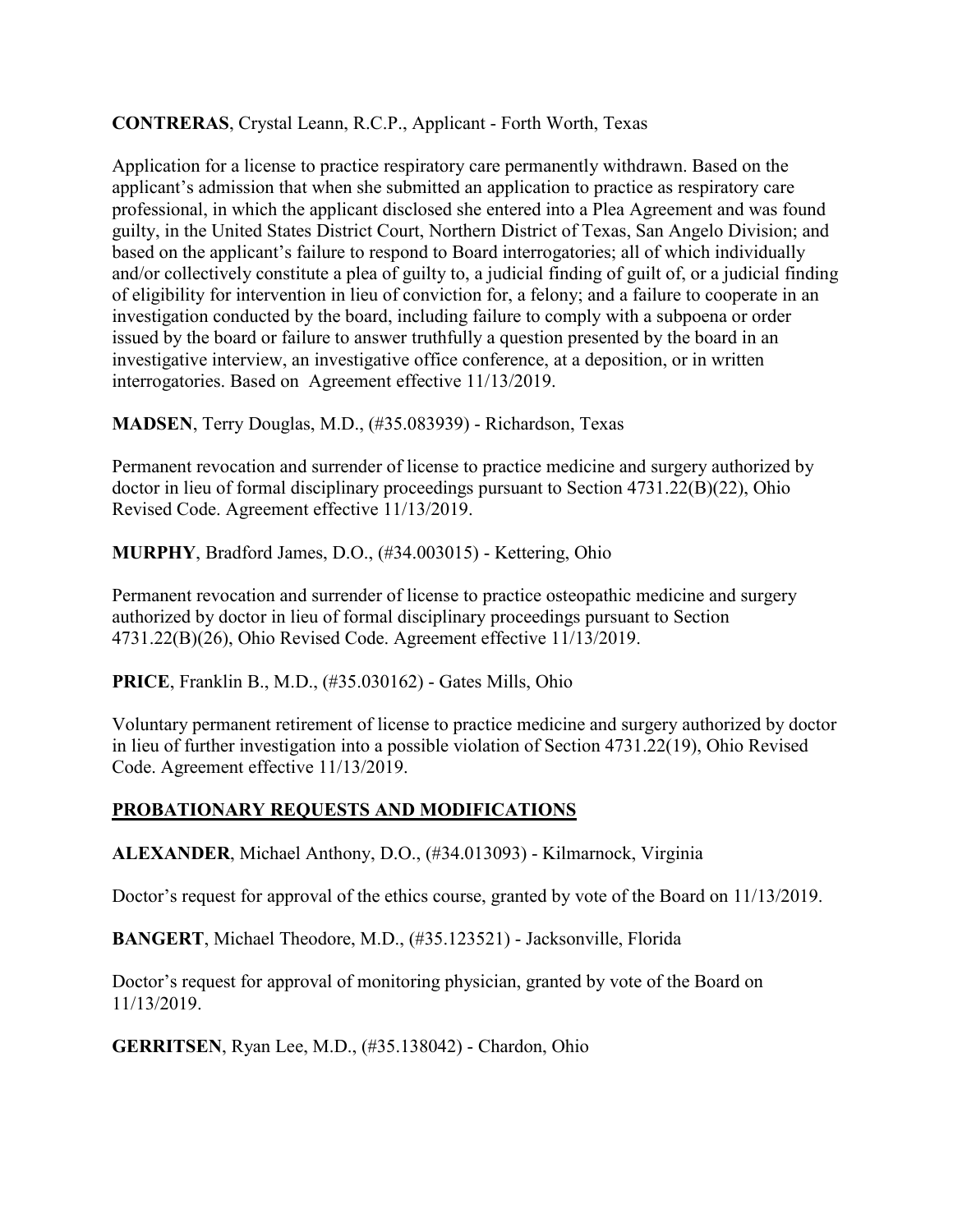**CONTRERAS**, Crystal Leann, R.C.P., Applicant - Forth Worth, Texas

Application for a license to practice respiratory care permanently withdrawn. Based on the applicant's admission that when she submitted an application to practice as respiratory care professional, in which the applicant disclosed she entered into a Plea Agreement and was found guilty, in the United States District Court, Northern District of Texas, San Angelo Division; and based on the applicant's failure to respond to Board interrogatories; all of which individually and/or collectively constitute a plea of guilty to, a judicial finding of guilt of, or a judicial finding of eligibility for intervention in lieu of conviction for, a felony; and a failure to cooperate in an investigation conducted by the board, including failure to comply with a subpoena or order issued by the board or failure to answer truthfully a question presented by the board in an investigative interview, an investigative office conference, at a deposition, or in written interrogatories. Based on Agreement effective 11/13/2019.

**MADSEN**, Terry Douglas, M.D., (#35.083939) - Richardson, Texas

Permanent revocation and surrender of license to practice medicine and surgery authorized by doctor in lieu of formal disciplinary proceedings pursuant to Section 4731.22(B)(22), Ohio Revised Code. Agreement effective 11/13/2019.

**MURPHY**, Bradford James, D.O., (#34.003015) - Kettering, Ohio

Permanent revocation and surrender of license to practice osteopathic medicine and surgery authorized by doctor in lieu of formal disciplinary proceedings pursuant to Section 4731.22(B)(26), Ohio Revised Code. Agreement effective 11/13/2019.

**PRICE**, Franklin B., M.D., (#35.030162) - Gates Mills, Ohio

Voluntary permanent retirement of license to practice medicine and surgery authorized by doctor in lieu of further investigation into a possible violation of Section 4731.22(19), Ohio Revised Code. Agreement effective 11/13/2019.

## PROBATIONARY REQUESTS AND MODIFICATIONS

**ALEXANDER**, Michael Anthony, D.O., (#34.013093) - Kilmarnock, Virginia

Doctor's request for approval of the ethics course, granted by vote of the Board on 11/13/2019.

**BANGERT**, Michael Theodore, M.D., (#35.123521) - Jacksonville, Florida

Doctor's request for approval of monitoring physician, granted by vote of the Board on 11/13/2019.

**GERRITSEN**, Ryan Lee, M.D., (#35.138042) - Chardon, Ohio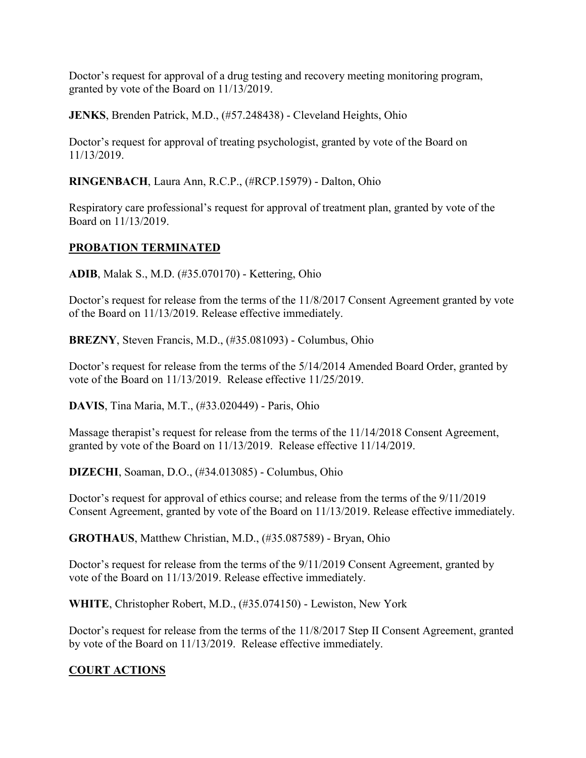Doctor's request for approval of a drug testing and recovery meeting monitoring program, granted by vote of the Board on 11/13/2019.

**JENKS**, Brenden Patrick, M.D., (#57.248438) - Cleveland Heights, Ohio

Doctor's request for approval of treating psychologist, granted by vote of the Board on 11/13/2019.

**RINGENBACH**, Laura Ann, R.C.P., (#RCP.15979) - Dalton, Ohio

Respiratory care professional's request for approval of treatment plan, granted by vote of the Board on 11/13/2019.

## PROBATION TERMINATED

**ADIB**, Malak S., M.D. (#35.070170) - Kettering, Ohio

Doctor's request for release from the terms of the 11/8/2017 Consent Agreement granted by vote of the Board on 11/13/2019. Release effective immediately.

**BREZNY**, Steven Francis, M.D., (#35.081093) - Columbus, Ohio

Doctor's request for release from the terms of the 5/14/2014 Amended Board Order, granted by vote of the Board on 11/13/2019. Release effective 11/25/2019.

**DAVIS**, Tina Maria, M.T., (#33.020449) - Paris, Ohio

Massage therapist's request for release from the terms of the 11/14/2018 Consent Agreement, granted by vote of the Board on 11/13/2019. Release effective 11/14/2019.

**DIZECHI**, Soaman, D.O., (#34.013085) - Columbus, Ohio

Doctor's request for approval of ethics course; and release from the terms of the 9/11/2019 Consent Agreement, granted by vote of the Board on 11/13/2019. Release effective immediately.

**GROTHAUS**, Matthew Christian, M.D., (#35.087589) - Bryan, Ohio

Doctor's request for release from the terms of the 9/11/2019 Consent Agreement, granted by vote of the Board on 11/13/2019. Release effective immediately.

**WHITE**, Christopher Robert, M.D., (#35.074150) - Lewiston, New York

Doctor's request for release from the terms of the 11/8/2017 Step II Consent Agreement, granted by vote of the Board on 11/13/2019. Release effective immediately.

## COURT ACTIONS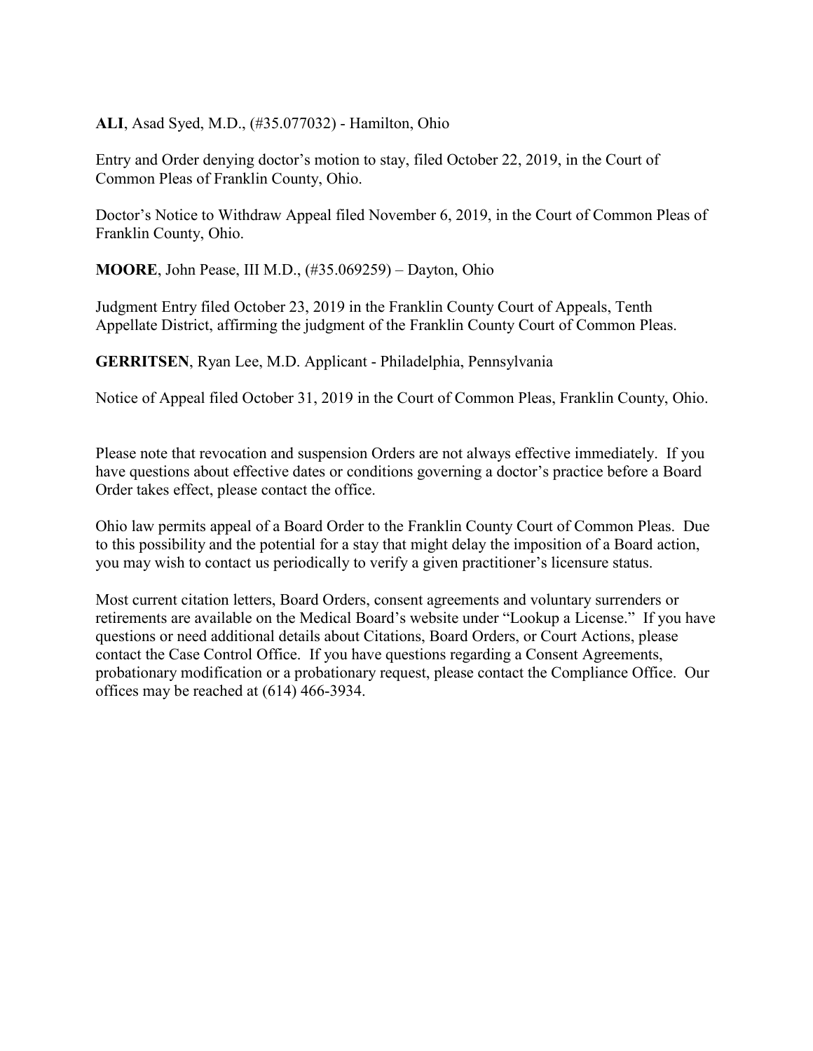**ALI**, Asad Syed, M.D., (#35.077032) - Hamilton, Ohio

Entry and Order denying doctor's motion to stay, filed October 22, 2019, in the Court of Common Pleas of Franklin County, Ohio.

Doctor's Notice to Withdraw Appeal filed November 6, 2019, in the Court of Common Pleas of Franklin County, Ohio.

**MOORE**, John Pease, III M.D., (#35.069259) – Dayton, Ohio

Judgment Entry filed October 23, 2019 in the Franklin County Court of Appeals, Tenth Appellate District, affirming the judgment of the Franklin County Court of Common Pleas.

**GERRITSEN**, Ryan Lee, M.D. Applicant - Philadelphia, Pennsylvania

Notice of Appeal filed October 31, 2019 in the Court of Common Pleas, Franklin County, Ohio.

Please note that revocation and suspension Orders are not always effective immediately. If you have questions about effective dates or conditions governing a doctor's practice before a Board Order takes effect, please contact the office.

Ohio law permits appeal of a Board Order to the Franklin County Court of Common Pleas. Due to this possibility and the potential for a stay that might delay the imposition of a Board action, you may wish to contact us periodically to verify a given practitioner's licensure status.

Most current citation letters, Board Orders, consent agreements and voluntary surrenders or retirements are available on the Medical Board's website under "Lookup a License." If you have questions or need additional details about Citations, Board Orders, or Court Actions, please contact the Case Control Office. If you have questions regarding a Consent Agreements, probationary modification or a probationary request, please contact the Compliance Office. Our offices may be reached at (614) 466-3934.